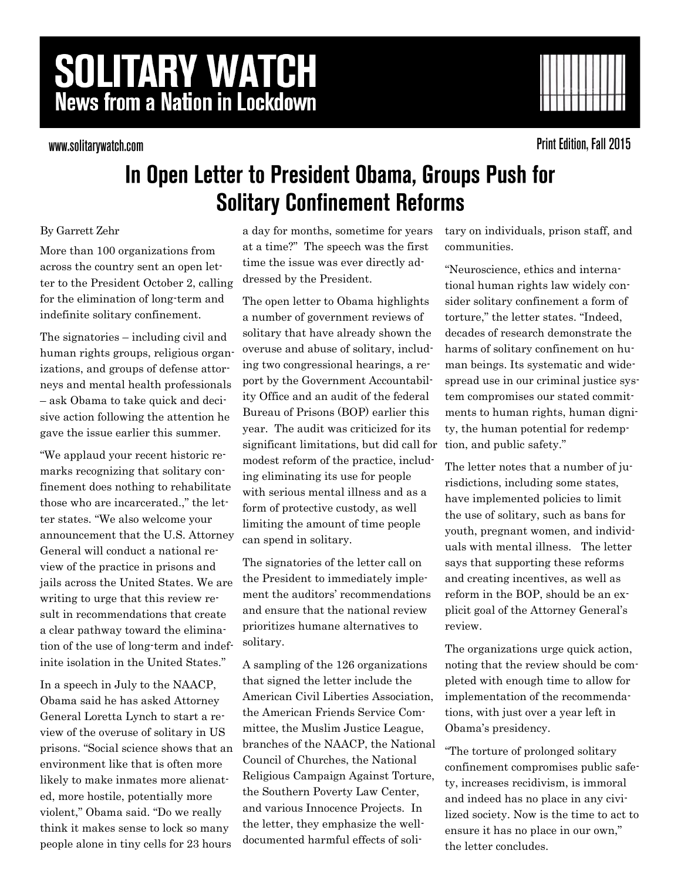# SOLITARY WATCH

## News from a Nation in Lockdown

www.solitarywatch.com

Print Edition, Fall 2015

# In Open Letter to President Obama, Groups Push for Solitary Confinement Reforms

By Garrett Zehr

More than 100 organizations from across the country sent an open letter to the President October 2, calling for the elimination of long-term and indefinite solitary confinement.

The signatories – including civil and human rights groups, religious organizations, and groups of defense attorneys and mental health professionals – ask Obama to take quick and decisive action following the attention he gave the issue earlier this summer.

"We applaud your recent historic remarks recognizing that solitary confinement does nothing to rehabilitate those who are incarcerated.," the letter states. "We also welcome your announcement that the U.S. Attorney General will conduct a national review of the practice in prisons and jails across the United States. We are writing to urge that this review result in recommendations that create a clear pathway toward the elimination of the use of long-term and indefinite isolation in the United States."

In a speech in July to the NAACP, Obama said he has asked Attorney General Loretta Lynch to start a review of the overuse of solitary in US prisons. "Social science shows that an environment like that is often more likely to make inmates more alienated, more hostile, potentially more violent," Obama said. "Do we really think it makes sense to lock so many people alone in tiny cells for 23 hours a day for months, sometime for years at a time?" The speech was the first time the issue was ever directly addressed by the President.

The open letter to Obama highlights a number of government reviews of solitary that have already shown the overuse and abuse of solitary, including two congressional hearings, a report by the Government Accountability Office and an audit of the federal Bureau of Prisons (BOP) earlier this year. The audit was criticized for its significant limitations, but did call for modest reform of the practice, including eliminating its use for people with serious mental illness and as a form of protective custody, as well limiting the amount of time people can spend in solitary.

The signatories of the letter call on the President to immediately implement the auditors' recommendations and ensure that the national review prioritizes humane alternatives to solitary.

A sampling of the 126 organizations that signed the letter include the American Civil Liberties Association, the American Friends Service Committee, the Muslim Justice League, branches of the NAACP, the National Council of Churches, the National Religious Campaign Against Torture, the Southern Poverty Law Center, and various Innocence Projects. In the letter, they emphasize the well-documented harmful effects of solitary on individuals, prison staff, and communities.

"Neuroscience, ethics and international human rights law widely consider solitary confinement a form of torture," the letter states. "Indeed, decades of research demonstrate the harms of solitary confinement on human beings. Its systematic and widespread use in our criminal justice system compromises our stated commitments to human rights, human dignity, the human potential for redemption, and public safety."

The letter notes that a number of jurisdictions, including some states, have implemented policies to limit the use of solitary, such as bans for youth, pregnant women, and individuals with mental illness. The letter says that supporting these reforms and creating incentives, as well as reform in the BOP, should be an explicit goal of the Attorney General's review.

The organizations urge quick action, noting that the review should be completed with enough time to allow for implementation of the recommendations, with just over a year left in Obama's presidency.

"The torture of prolonged solitary confinement compromises public safety, increases recidivism, is immoral and indeed has no place in any civilized society. Now is the time to act to ensure it has no place in our own," the letter concludes.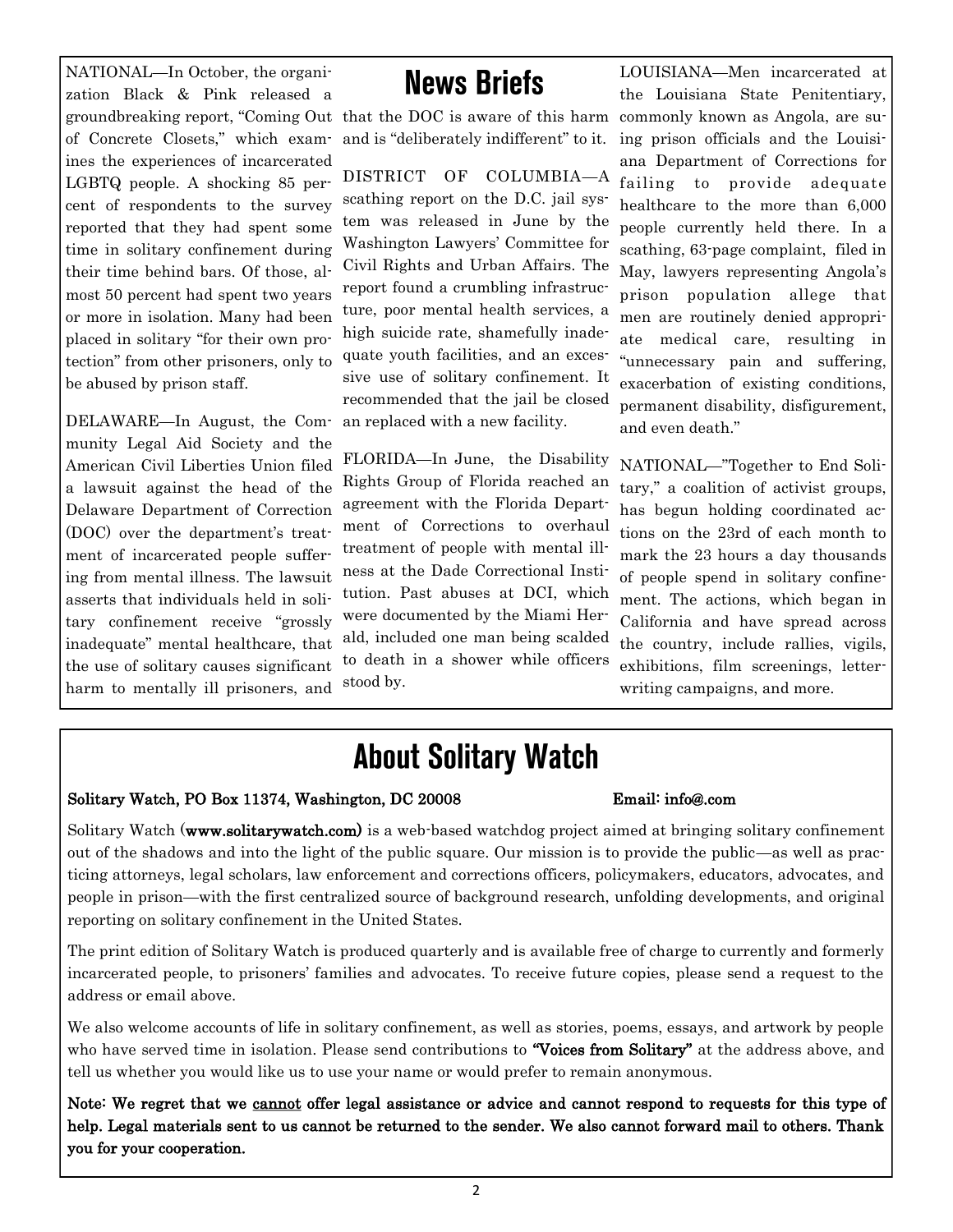## News Briefs

NATIONAL—In October, the organization Black & Pink released a groundbreaking report, "Coming Out of Concrete Closets," which examines the experiences of incarcerated LGBTQ people. A shocking 85 percent of respondents to the survey reported that they had spent some time in solitary confinement during their time behind bars. Of those, almost 50 percent had spent two years or more in isolation. Many had been placed in solitary "for their own protection" from other prisoners, only to be abused by prison staff.

DELAWARE—In August, the Community Legal Aid Society and the American Civil Liberties Union filed a lawsuit against the head of the Delaware Department of Correction (DOC) over the department's treatment of incarcerated people suffering from mental illness. The lawsuit asserts that individuals held in solitary confinement receive "grossly inadequate" mental healthcare, that the use of solitary causes significant harm to mentally ill prisoners, and that the DOC is aware of this harm and is "deliberately indifferent" to it.

DISTRICT OF COLUMBIA—A scathing report on the D.C. jail system was released in June by the Washington Lawyers' Committee for Civil Rights and Urban Affairs. The report found a crumbling infrastructure, poor mental health services, a high suicide rate, shamefully inadequate youth facilities, and an excessive use of solitary confinement. It recommended that the jail be closed an replaced with a new facility.

FLORIDA—In June, the Disability Rights Group of Florida reached an agreement with the Florida Department of Corrections to overhaul treatment of people with mental illness at the Dade Correctional Institution. Past abuses at DCI, which were documented by the Miami Herald, included one man being scalded to death in a shower while officers stood by.

LOUISIANA—Men incarcerated at the Louisiana State Penitentiary, commonly known as Angola, are suing prison officials and the Louisiana Department of Corrections for failing to provide adequate healthcare to the more than 6,000 people currently held there. In a scathing, 63-page complaint, filed in May, lawyers representing Angola's prison population allege that men are routinely denied appropriate medical care, resulting in "unnecessary pain and suffering, exacerbation of existing conditions, permanent disability, disfigurement, and even death."

NATIONAL—"Together to End Solitary," a coalition of activist groups, has begun holding coordinated actions on the 23rd of each month to mark the 23 hours a day thousands of people spend in solitary confinement. The actions, which began in California and have spread across the country, include rallies, vigils, exhibitions, film screenings, letter-writing campaigns, and more.

## About Solitary Watch

**Solitary Watch, PO Box 11374, Washington, DC 20008** **Email: info@.com**

Solitary Watch (**www.solitarywatch.com**) is a web-based watchdog project aimed at bringing solitary confinement out of the shadows and into the light of the public square. Our mission is to provide the public—as well as practicing attorneys, legal scholars, law enforcement and corrections officers, policymakers, educators, advocates, and people in prison—with the first centralized source of background research, unfolding developments, and original reporting on solitary confinement in the United States.

The print edition of Solitary Watch is produced quarterly and is available free of charge to currently and formerly incarcerated people, to prisoners' families and advocates. To receive future copies, please send a request to the address or email above.

We also welcome accounts of life in solitary confinement, as well as stories, poems, essays, and artwork by people who have served time in isolation. Please send contributions to **"Voices from Solitary"** at the address above, and tell us whether you would like us to use your name or would prefer to remain anonymous.

**Note: We regret that we <u>cannot</u> offer legal assistance or advice and cannot respond to requests for this type of help. Legal materials sent to us cannot be returned to the sender. We also cannot forward mail to others. Thank you for your cooperation.**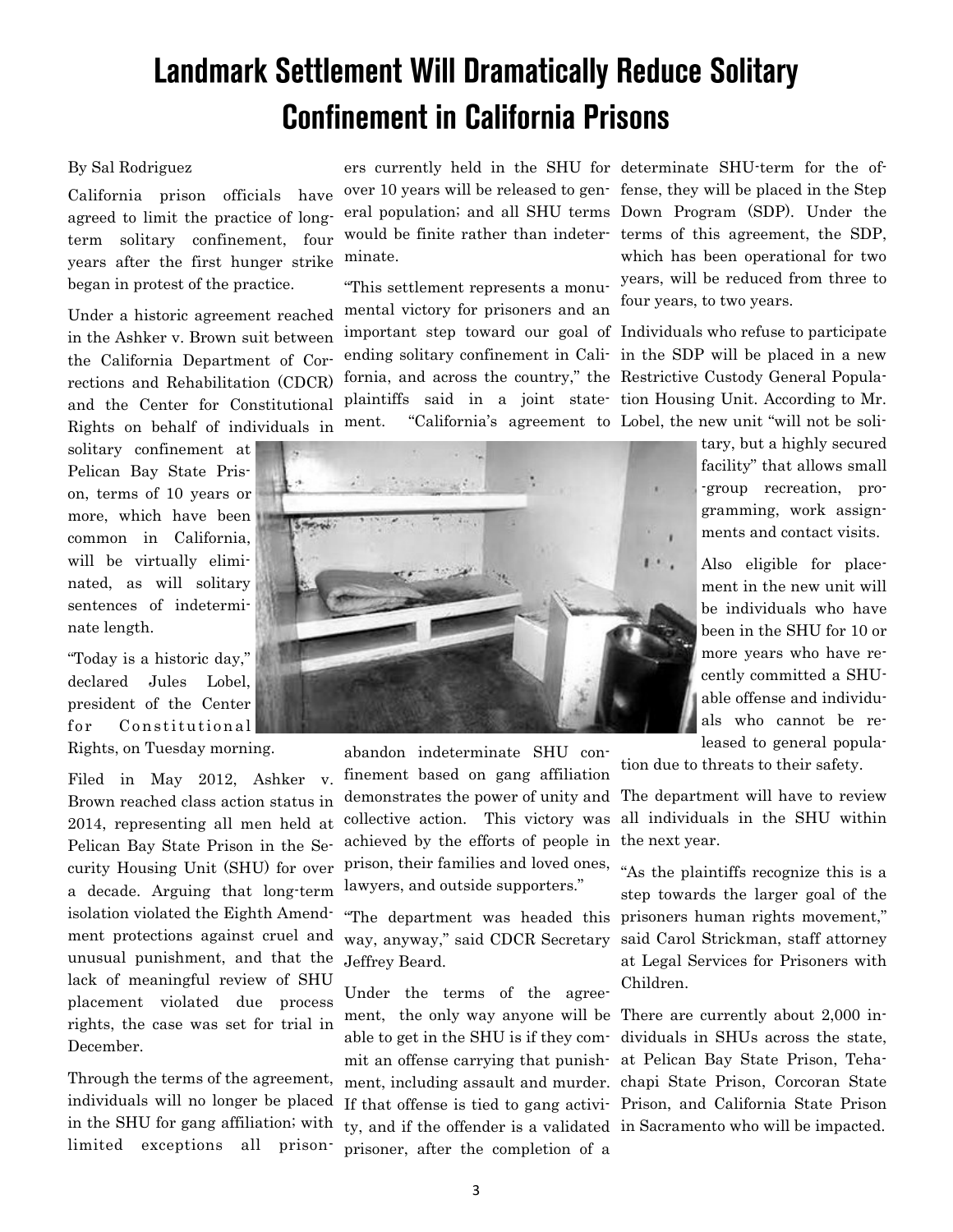# Landmark Settlement Will Dramatically Reduce Solitary Confinement in California Prisons

By Sal Rodriguez

California prison officials have agreed to limit the practice of long-term solitary confinement, four years after the first hunger strike began in protest of the practice.

Under a historic agreement reached in the Ashker v. Brown suit between the California Department of Corrections and Rehabilitation (CDCR) and the Center for Constitutional Rights on behalf of individuals in solitary confinement at Pelican Bay State Prison, terms of 10 years or more, which have been common in California, will be virtually eliminated, as will solitary sentences of indeterminate length.

"Today is a historic day," declared Jules Lobel, president of the Center for Constitutional Rights, on Tuesday morning.

Filed in May 2012, Ashker v. Brown reached class action status in 2014, representing all men held at Pelican Bay State Prison in the Security Housing Unit (SHU) for over a decade. Arguing that long-term isolation violated the Eighth Amendment protections against cruel and unusual punishment, and that the lack of meaningful review of SHU placement violated due process rights, the case was set for trial in December.

Through the terms of the agreement, individuals will no longer be placed in the SHU for gang affiliation; with limited exceptions all prisoners currently held in the SHU for over 10 years will be released to general population; and all SHU terms would be finite rather than indeterminate.

"This settlement represents a monumental victory for prisoners and an important step toward our goal of ending solitary confinement in California, and across the country," the plaintiffs said in a joint statement. "California's agreement to abandon indeterminate SHU confinement based on gang affiliation demonstrates the power of unity and collective action. This victory was achieved by the efforts of people in prison, their families and loved ones, lawyers, and outside supporters."

"The department was headed this way, anyway," said CDCR Secretary Jeffrey Beard.

Under the terms of the agreement, the only way anyone will be able to get in the SHU is if they commit an offense carrying that punishment, including assault and murder. If that offense is tied to gang activity, and if the offender is a validated prisoner, after the completion of a determinate SHU-term for the offense, they will be placed in the Step Down Program (SDP). Under the terms of this agreement, the SDP, which has been operational for two years, will be reduced from three to four years, to two years.

Individuals who refuse to participate in the SDP will be placed in a new Restrictive Custody General Population Housing Unit. According to Mr. Lobel, the new unit "will not be solitary, but a highly secured facility" that allows small-group recreation, programming, work assignments and contact visits.

Also eligible for placement in the new unit will be individuals who have been in the SHU for 10 or more years who have recently committed a SHU-able offense and individuals who cannot be released to general population due to threats to their safety.

The department will have to review all individuals in the SHU within the next year.

"As the plaintiffs recognize this is a step towards the larger goal of the prisoners human rights movement," said Carol Strickman, staff attorney at Legal Services for Prisoners with Children.

There are currently about 2,000 individuals in SHUs across the state, at Pelican Bay State Prison, Tehachapi State Prison, Corcoran State Prison, and California State Prison in Sacramento who will be impacted.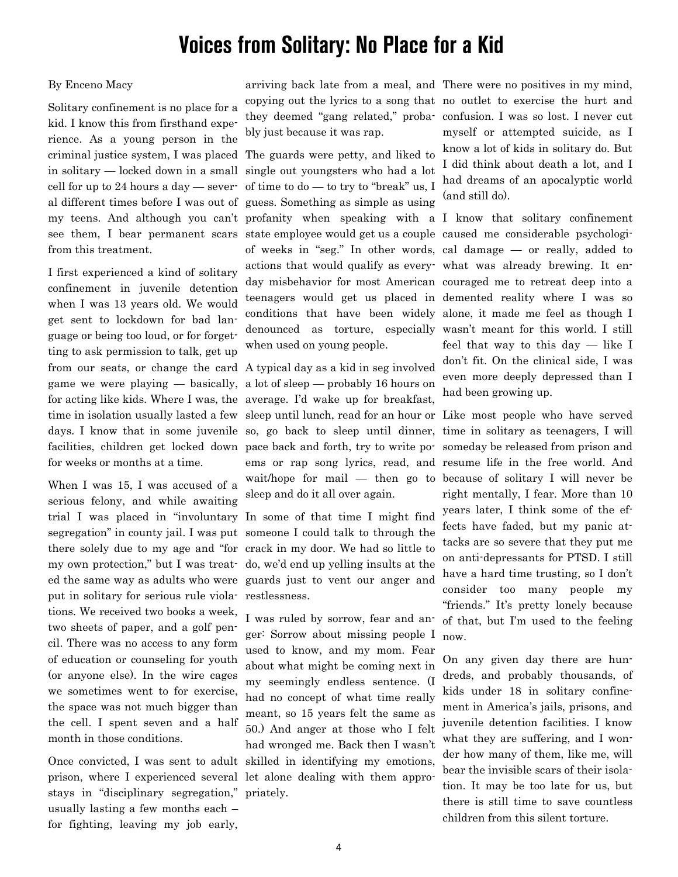# Voices from Solitary: No Place for a Kid

By Enceno Macy

Solitary confinement is no place for a kid. I know this from firsthand experience. As a young person in the criminal justice system, I was placed in solitary — locked down in a small cell for up to 24 hours a day — several different times before I was out of my teens. And although you can't see them, I bear permanent scars from this treatment.

I first experienced a kind of solitary confinement in juvenile detention when I was 13 years old. We would get sent to lockdown for bad language or being too loud, or for forgetting to ask permission to talk, get up from our seats, or change the card game we were playing — basically, for acting like kids. Where I was, the time in isolation usually lasted a few days. I know that in some juvenile facilities, children get locked down for weeks or months at a time.

When I was 15, I was accused of a serious felony, and while awaiting trial I was placed in "involuntary segregation" in county jail. I was put there solely due to my age and "for my own protection," but I was treated the same way as adults who were put in solitary for serious rule violations. We received two books a week, two sheets of paper, and a golf pencil. There was no access to any form of education or counseling for youth (or anyone else). In the wire cages we sometimes went to for exercise, the space was not much bigger than the cell. I spent seven and a half month in those conditions.

Once convicted, I was sent to adult prison, where I experienced several stays in "disciplinary segregation," usually lasting a few months each – for fighting, leaving my job early, arriving back late from a meal, and copying out the lyrics to a song that they deemed "gang related," probably just because it was rap.

The guards were petty, and liked to single out youngsters who had a lot of time to do — to try to "break" us, I guess. Something as simple as using profanity when speaking with a state employee would get us a couple of weeks in "seg." In other words, actions that would qualify as everyday misbehavior for most American teenagers would get us placed in conditions that have been widely denounced as torture, especially when used on young people.

A typical day as a kid in seg involved a lot of sleep — probably 16 hours on average. I'd wake up for breakfast, sleep until lunch, read for an hour or so, go back to sleep until dinner, pace back and forth, try to write poems or rap song lyrics, read, and wait/hope for mail — then go to sleep and do it all over again.

In some of that time I might find someone I could talk to through the crack in my door. We had so little to do, we'd end up yelling insults at the guards just to vent our anger and restlessness.

I was ruled by sorrow, fear and anger: Sorrow about missing people I used to know, and my mom. Fear about what might be coming next in my seemingly endless sentence. (I had no concept of what time really meant, so 15 years felt the same as 50.) And anger at those who I felt had wronged me. Back then I wasn't skilled in identifying my emotions, let alone dealing with them appropriately.

There were no positives in my mind, no outlet to exercise the hurt and confusion. I was so lost. I never cut myself or attempted suicide, as I know a lot of kids in solitary do. But I did think about death a lot, and I had dreams of an apocalyptic world (and still do).

I know that solitary confinement caused me considerable psychological damage — or really, added to what was already brewing. It encouraged me to retreat deep into a demented reality where I was so alone, it made me feel as though I wasn't meant for this world. I still feel that way to this day — like I don't fit. On the clinical side, I was even more deeply depressed than I had been growing up.

Like most people who have served time in solitary as teenagers, I will someday be released from prison and resume life in the free world. And because of solitary I will never be right mentally, I fear. More than 10 years later, I think some of the effects have faded, but my panic attacks are so severe that they put me on anti-depressants for PTSD. I still have a hard time trusting, so I don't consider too many people my "friends." It's pretty lonely because of that, but I'm used to the feeling now.

On any given day there are hundreds, and probably thousands, of kids under 18 in solitary confinement in America's jails, prisons, and juvenile detention facilities. I know what they are suffering, and I wonder how many of them, like me, will bear the invisible scars of their isolation. It may be too late for us, but there is still time to save countless children from this silent torture.